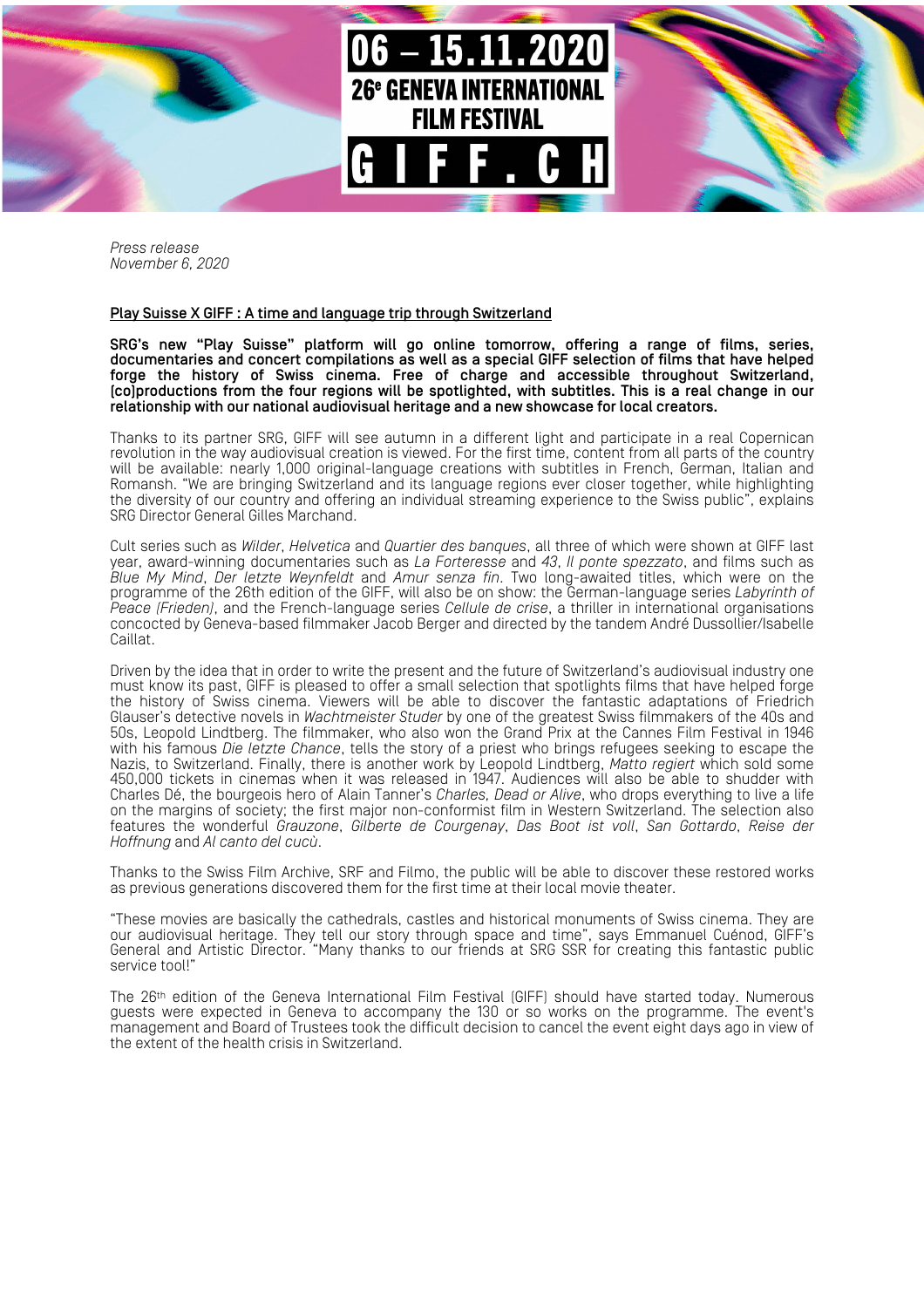06 – 15.11.2020
26e GENEVA INTERNATIONAL FILM FESTIVAL
GIFF.CH

*Press release*
*November 6, 2020*

## Play Suisse X GIFF : A time and language trip through Switzerland

**SRG's new "Play Suisse" platform will go online tomorrow, offering a range of films, series, documentaries and concert compilations as well as a special GIFF selection of films that have helped forge the history of Swiss cinema. Free of charge and accessible throughout Switzerland, (co)productions from the four regions will be spotlighted, with subtitles. This is a real change in our relationship with our national audiovisual heritage and a new showcase for local creators.**

Thanks to its partner SRG, GIFF will see autumn in a different light and participate in a real Copernican revolution in the way audiovisual creation is viewed. For the first time, content from all parts of the country will be available: nearly 1,000 original-language creations with subtitles in French, German, Italian and Romansh. "We are bringing Switzerland and its language regions ever closer together, while highlighting the diversity of our country and offering an individual streaming experience to the Swiss public", explains SRG Director General Gilles Marchand.

Cult series such as *Wilder*, *Helvetica* and *Quartier des banques*, all three of which were shown at GIFF last year, award-winning documentaries such as *La Forteresse* and *43*, *Il ponte spezzato*, and films such as *Blue My Mind*, *Der letzte Weynfeldt* and *Amur senza fin*. Two long-awaited titles, which were on the programme of the 26th edition of the GIFF, will also be on show: the German-language series *Labyrinth of Peace (Frieden)*, and the French-language series *Cellule de crise*, a thriller in international organisations concocted by Geneva-based filmmaker Jacob Berger and directed by the tandem André Dussollier/Isabelle Caillat.

Driven by the idea that in order to write the present and the future of Switzerland's audiovisual industry one must know its past, GIFF is pleased to offer a small selection that spotlights films that have helped forge the history of Swiss cinema. Viewers will be able to discover the fantastic adaptations of Friedrich Glauser's detective novels in *Wachtmeister Studer* by one of the greatest Swiss filmmakers of the 40s and 50s, Leopold Lindtberg. The filmmaker, who also won the Grand Prix at the Cannes Film Festival in 1946 with his famous *Die letzte Chance*, tells the story of a priest who brings refugees seeking to escape the Nazis, to Switzerland. Finally, there is another work by Leopold Lindtberg, *Matto regiert* which sold some 450,000 tickets in cinemas when it was released in 1947. Audiences will also be able to shudder with Charles Dé, the bourgeois hero of Alain Tanner's *Charles, Dead or Alive*, who drops everything to live a life on the margins of society; the first major non-conformist film in Western Switzerland. The selection also features the wonderful *Grauzone*, *Gilberte de Courgenay*, *Das Boot ist voll*, *San Gottardo*, *Reise der Hoffnung* and *Al canto del cucù*.

Thanks to the Swiss Film Archive, SRF and Filmo, the public will be able to discover these restored works as previous generations discovered them for the first time at their local movie theater.

"These movies are basically the cathedrals, castles and historical monuments of Swiss cinema. They are our audiovisual heritage. They tell our story through space and time", says Emmanuel Cuénod, GIFF's General and Artistic Director. "Many thanks to our friends at SRG SSR for creating this fantastic public service tool!"

The 26th edition of the Geneva International Film Festival (GIFF) should have started today. Numerous guests were expected in Geneva to accompany the 130 or so works on the programme. The event's management and Board of Trustees took the difficult decision to cancel the event eight days ago in view of the extent of the health crisis in Switzerland.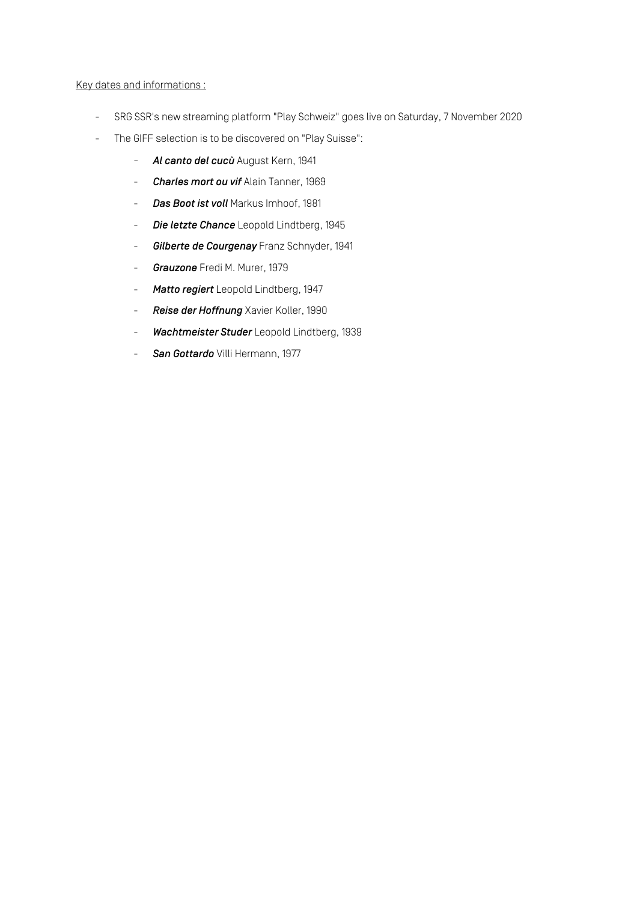Key dates and informations :

- SRG SSR's new streaming platform "Play Schweiz" goes live on Saturday, 7 November 2020
- The GIFF selection is to be discovered on "Play Suisse":
    - ***Al canto del cucù*** August Kern, 1941
    - ***Charles mort ou vif*** Alain Tanner, 1969
    - ***Das Boot ist voll*** Markus Imhoof, 1981
    - ***Die letzte Chance*** Leopold Lindtberg, 1945
    - ***Gilberte de Courgenay*** Franz Schnyder, 1941
    - ***Grauzone*** Fredi M. Murer, 1979
    - ***Matto regiert*** Leopold Lindtberg, 1947
    - ***Reise der Hoffnung*** Xavier Koller, 1990
    - ***Wachtmeister Studer*** Leopold Lindtberg, 1939
    - ***San Gottardo*** Villi Hermann, 1977